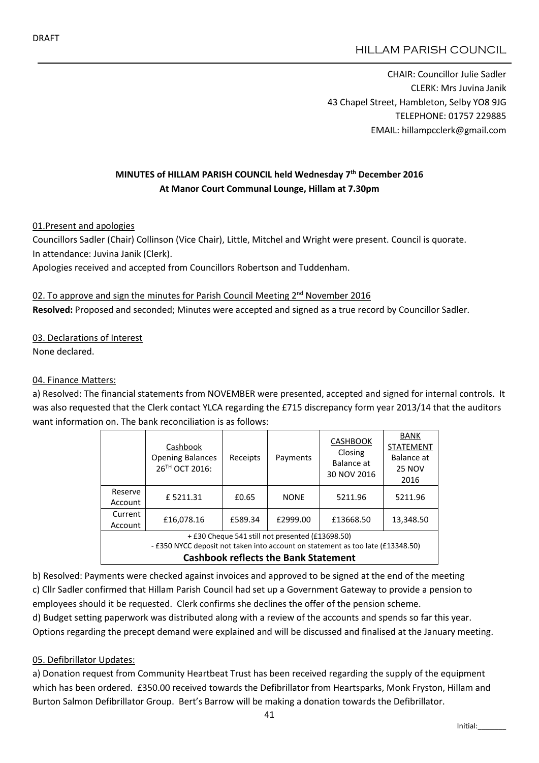DRAFT

HILLAM PARISH COUNCIL

CHAIR: Councillor Julie Sadler
CLERK: Mrs Juvina Janik
43 Chapel Street, Hambleton, Selby YO8 9JG
TELEPHONE: 01757 229885
EMAIL: hillampcclerk@gmail.com

**MINUTES of HILLAM PARISH COUNCIL held Wednesday 7th December 2016**
**At Manor Court Communal Lounge, Hillam at 7.30pm**

01.Present and apologies

Councillors Sadler (Chair) Collinson (Vice Chair), Little, Mitchel and Wright were present. Council is quorate.
In attendance: Juvina Janik (Clerk).
Apologies received and accepted from Councillors Robertson and Tuddenham.

02. To approve and sign the minutes for Parish Council Meeting 2nd November 2016

**Resolved:** Proposed and seconded; Minutes were accepted and signed as a true record by Councillor Sadler.

03. Declarations of Interest

None declared.

04. Finance Matters:

a) Resolved: The financial statements from NOVEMBER were presented, accepted and signed for internal controls. It was also requested that the Clerk contact YLCA regarding the £715 discrepancy form year 2013/14 that the auditors want information on. The bank reconciliation is as follows:

| | Cashbook Opening Balances 26TH OCT 2016: | Receipts | Payments | CASHBOOK Closing Balance at 30 NOV 2016 | BANK STATEMENT Balance at 25 NOV 2016 |
|---|---|---|---|---|---|
| Reserve Account | £ 5211.31 | £0.65 | NONE | 5211.96 | 5211.96 |
| Current Account | £16,078.16 | £589.34 | £2999.00 | £13668.50 | 13,348.50 |
| + £30 Cheque 541 still not presented (£13698.50) - £350 NYCC deposit not taken into account on statement as too late (£13348.50) **Cashbook reflects the Bank Statement** | | | | | |

b) Resolved: Payments were checked against invoices and approved to be signed at the end of the meeting

c) Cllr Sadler confirmed that Hillam Parish Council had set up a Government Gateway to provide a pension to employees should it be requested. Clerk confirms she declines the offer of the pension scheme.

d) Budget setting paperwork was distributed along with a review of the accounts and spends so far this year. Options regarding the precept demand were explained and will be discussed and finalised at the January meeting.

05. Defibrillator Updates:

a) Donation request from Community Heartbeat Trust has been received regarding the supply of the equipment which has been ordered. £350.00 received towards the Defibrillator from Heartsparks, Monk Fryston, Hillam and Burton Salmon Defibrillator Group. Bert's Barrow will be making a donation towards the Defibrillator.

Initial:_______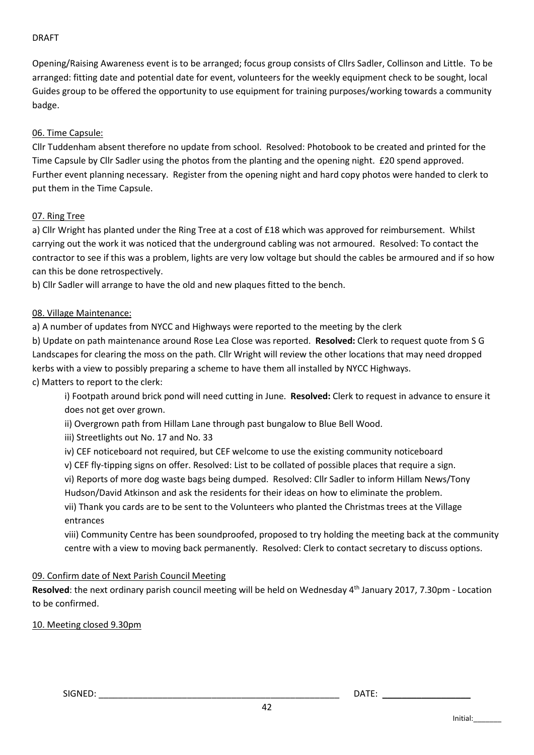DRAFT

Opening/Raising Awareness event is to be arranged; focus group consists of Cllrs Sadler, Collinson and Little. To be arranged: fitting date and potential date for event, volunteers for the weekly equipment check to be sought, local Guides group to be offered the opportunity to use equipment for training purposes/working towards a community badge.

06. Time Capsule:

Cllr Tuddenham absent therefore no update from school. Resolved: Photobook to be created and printed for the Time Capsule by Cllr Sadler using the photos from the planting and the opening night. £20 spend approved. Further event planning necessary. Register from the opening night and hard copy photos were handed to clerk to put them in the Time Capsule.

07. Ring Tree

a) Cllr Wright has planted under the Ring Tree at a cost of £18 which was approved for reimbursement. Whilst carrying out the work it was noticed that the underground cabling was not armoured. Resolved: To contact the contractor to see if this was a problem, lights are very low voltage but should the cables be armoured and if so how can this be done retrospectively.

b) Cllr Sadler will arrange to have the old and new plaques fitted to the bench.

08. Village Maintenance:

a) A number of updates from NYCC and Highways were reported to the meeting by the clerk

b) Update on path maintenance around Rose Lea Close was reported. **Resolved:** Clerk to request quote from S G Landscapes for clearing the moss on the path. Cllr Wright will review the other locations that may need dropped kerbs with a view to possibly preparing a scheme to have them all installed by NYCC Highways.

c) Matters to report to the clerk:

i) Footpath around brick pond will need cutting in June. **Resolved:** Clerk to request in advance to ensure it does not get over grown.

ii) Overgrown path from Hillam Lane through past bungalow to Blue Bell Wood.

iii) Streetlights out No. 17 and No. 33

iv) CEF noticeboard not required, but CEF welcome to use the existing community noticeboard

v) CEF fly-tipping signs on offer. Resolved: List to be collated of possible places that require a sign.

vi) Reports of more dog waste bags being dumped. Resolved: Cllr Sadler to inform Hillam News/Tony Hudson/David Atkinson and ask the residents for their ideas on how to eliminate the problem.

vii) Thank you cards are to be sent to the Volunteers who planted the Christmas trees at the Village entrances

viii) Community Centre has been soundproofed, proposed to try holding the meeting back at the community centre with a view to moving back permanently. Resolved: Clerk to contact secretary to discuss options.

09. Confirm date of Next Parish Council Meeting

**Resolved**: the next ordinary parish council meeting will be held on Wednesday 4th January 2017, 7.30pm - Location to be confirmed.

10. Meeting closed 9.30pm

SIGNED: ___________________________________________________ DATE: __________________

Initial:______